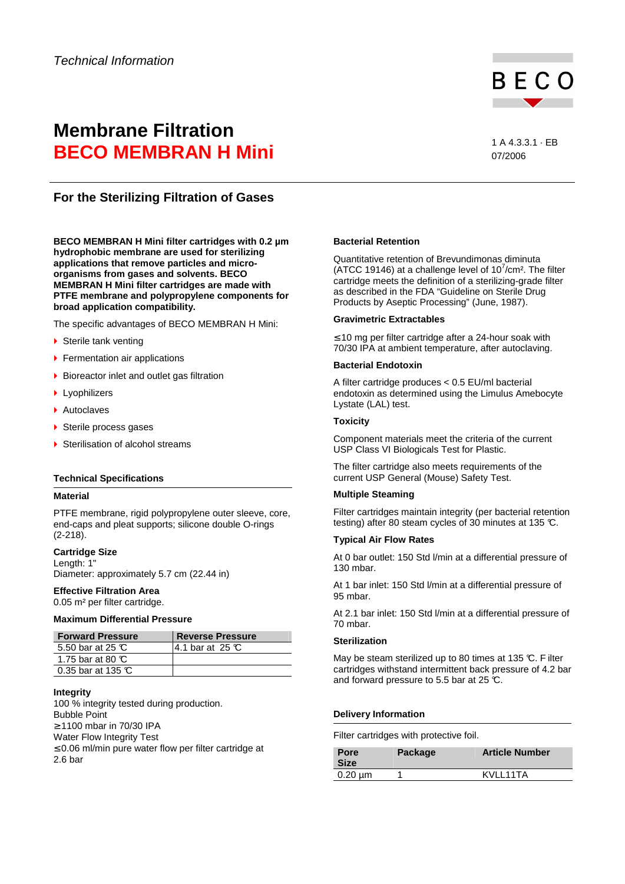*Technical Information*

BECO

# Membrane Filtration
# BECO MEMBRAN H Mini

1 A 4.3.3.1 · EB
07/2006

## For the Sterilizing Filtration of Gases

**BECO MEMBRAN H Mini filter cartridges with 0.2 µm hydrophobic membrane are used for sterilizing applications that remove particles and micro-organisms from gases and solvents. BECO MEMBRAN H Mini filter cartridges are made with PTFE membrane and polypropylene components for broad application compatibility.**

The specific advantages of BECO MEMBRAN H Mini:

- Sterile tank venting
- Fermentation air applications
- Bioreactor inlet and outlet gas filtration
- Lyophilizers
- Autoclaves
- Sterile process gases
- Sterilisation of alcohol streams

### Technical Specifications

**Material**

PTFE membrane, rigid polypropylene outer sleeve, core, end-caps and pleat supports; silicone double O-rings (2-218).

**Cartridge Size**
Length: 1"
Diameter: approximately 5.7 cm (22.44 in)

**Effective Filtration Area**
0.05 m² per filter cartridge.

**Maximum Differential Pressure**

| Forward Pressure | Reverse Pressure |
|---|---|
| 5.50 bar at 25 ℃ | 4.1 bar at 25 ℃ |
| 1.75 bar at 80 ℃ | |
| 0.35 bar at 135 ℃ | |

**Integrity**
100 % integrity tested during production.
Bubble Point
≥1100 mbar in 70/30 IPA
Water Flow Integrity Test
≤0.06 ml/min pure water flow per filter cartridge at 2.6 bar

**Bacterial Retention**

Quantitative retention of Brevundimonas diminuta (ATCC 19146) at a challenge level of $10^7$/cm². The filter cartridge meets the definition of a sterilizing-grade filter as described in the FDA "Guideline on Sterile Drug Products by Aseptic Processing" (June, 1987).

**Gravimetric Extractables**

≤10 mg per filter cartridge after a 24-hour soak with 70/30 IPA at ambient temperature, after autoclaving.

**Bacterial Endotoxin**

A filter cartridge produces < 0.5 EU/ml bacterial endotoxin as determined using the Limulus Amebocyte Lystate (LAL) test.

**Toxicity**

Component materials meet the criteria of the current USP Class VI Biologicals Test for Plastic.

The filter cartridge also meets requirements of the current USP General (Mouse) Safety Test.

**Multiple Steaming**

Filter cartridges maintain integrity (per bacterial retention testing) after 80 steam cycles of 30 minutes at 135 ℃.

**Typical Air Flow Rates**

At 0 bar outlet: 150 Std l/min at a differential pressure of 130 mbar.

At 1 bar inlet: 150 Std l/min at a differential pressure of 95 mbar.

At 2.1 bar inlet: 150 Std l/min at a differential pressure of 70 mbar.

**Sterilization**

May be steam sterilized up to 80 times at 135 ℃. Filter cartridges withstand intermittent back pressure of 4.2 bar and forward pressure to 5.5 bar at 25 ℃.

### Delivery Information

Filter cartridges with protective foil.

| Pore Size | Package | Article Number |
|---|---|---|
| 0.20 µm | 1 | KVLL11TA |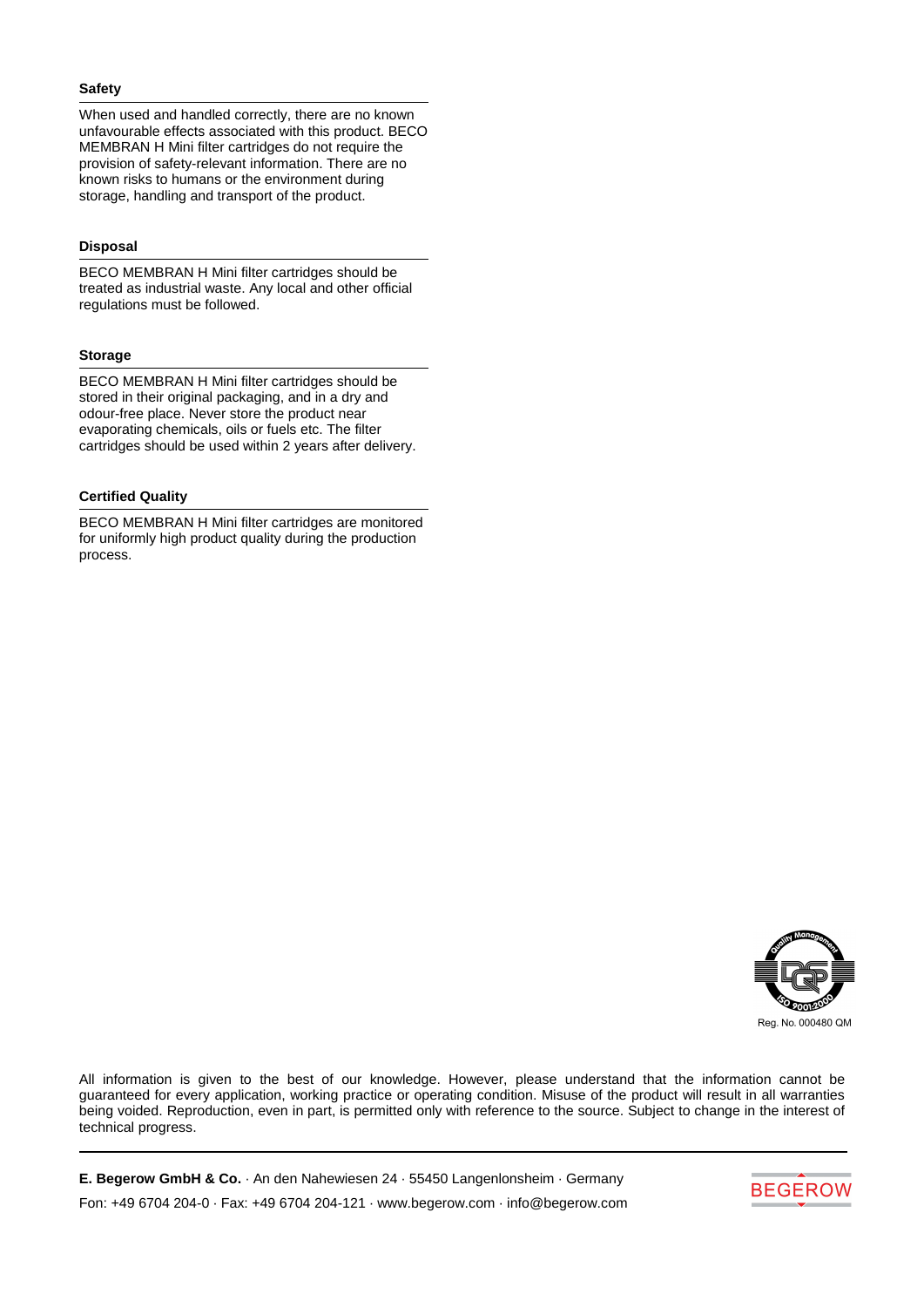### Safety

When used and handled correctly, there are no known unfavourable effects associated with this product. BECO MEMBRAN H Mini filter cartridges do not require the provision of safety-relevant information. There are no known risks to humans or the environment during storage, handling and transport of the product.

### Disposal

BECO MEMBRAN H Mini filter cartridges should be treated as industrial waste. Any local and other official regulations must be followed.

### Storage

BECO MEMBRAN H Mini filter cartridges should be stored in their original packaging, and in a dry and odour-free place. Never store the product near evaporating chemicals, oils or fuels etc. The filter cartridges should be used within 2 years after delivery.

### Certified Quality

BECO MEMBRAN H Mini filter cartridges are monitored for uniformly high product quality during the production process.

Reg. No. 000480 QM

All information is given to the best of our knowledge. However, please understand that the information cannot be guaranteed for every application, working practice or operating condition. Misuse of the product will result in all warranties being voided. Reproduction, even in part, is permitted only with reference to the source. Subject to change in the interest of technical progress.

**E. Begerow GmbH & Co.** · An den Nahewiesen 24 · 55450 Langenlonsheim · Germany
Fon: +49 6704 204-0 · Fax: +49 6704 204-121 · www.begerow.com · info@begerow.com